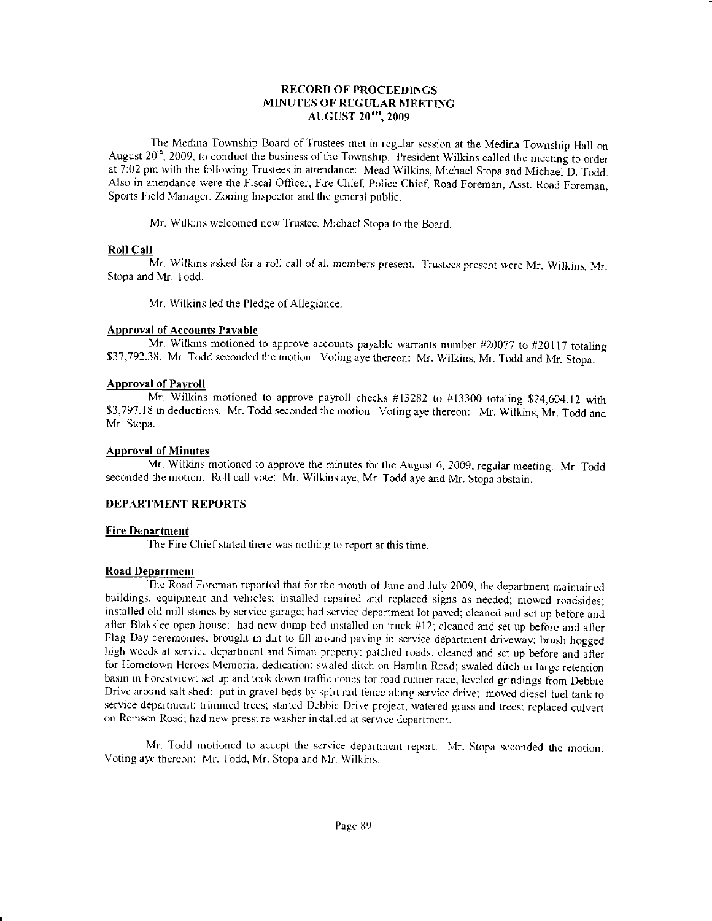# RECORD OF PROCEEDINGS
## MINUTES OF REGULAR MEETING
## AUGUST 20TH, 2009

The Medina Township Board of Trustees met in regular session at the Medina Township Hall on August 20th, 2009, to conduct the business of the Township. President Wilkins called the meeting to order at 7:02 pm with the following Trustees in attendance: Mead Wilkins, Michael Stopa and Michael D. Todd. Also in attendance were the Fiscal Officer, Fire Chief, Police Chief, Road Foreman, Asst. Road Foreman, Sports Field Manager, Zoning Inspector and the general public.

Mr. Wilkins welcomed new Trustee, Michael Stopa to the Board.

**Roll Call**

Mr. Wilkins asked for a roll call of all members present. Trustees present were Mr. Wilkins, Mr. Stopa and Mr. Todd.

Mr. Wilkins led the Pledge of Allegiance.

**Approval of Accounts Payable**

Mr. Wilkins motioned to approve accounts payable warrants number #20077 to #20117 totaling $37,792.38. Mr. Todd seconded the motion. Voting aye thereon: Mr. Wilkins, Mr. Todd and Mr. Stopa.

**Approval of Payroll**

Mr. Wilkins motioned to approve payroll checks #13282 to #13300 totaling $24,604.12 with $3,797.18 in deductions. Mr. Todd seconded the motion. Voting aye thereon: Mr. Wilkins, Mr. Todd and Mr. Stopa.

**Approval of Minutes**

Mr. Wilkins motioned to approve the minutes for the August 6, 2009, regular meeting. Mr. Todd seconded the motion. Roll call vote: Mr. Wilkins aye, Mr. Todd aye and Mr. Stopa abstain.

**DEPARTMENT REPORTS**

**Fire Department**

The Fire Chief stated there was nothing to report at this time.

**Road Department**

The Road Foreman reported that for the month of June and July 2009, the department maintained buildings, equipment and vehicles; installed repaired and replaced signs as needed; mowed roadsides; installed old mill stones by service garage; had service department lot paved; cleaned and set up before and after Blakslee open house; had new dump bed installed on truck #12; cleaned and set up before and after Flag Day ceremonies; brought in dirt to fill around paving in service department driveway; brush hogged high weeds at service department and Siman property; patched roads; cleaned and set up before and after for Hometown Heroes Memorial dedication; swaled ditch on Hamlin Road; swaled ditch in large retention basin in Forestview; set up and took down traffic cones for road runner race; leveled grindings from Debbie Drive around salt shed; put in gravel beds by split rail fence along service drive; moved diesel fuel tank to service department; trimmed trees; started Debbie Drive project; watered grass and trees; replaced culvert on Remsen Road; had new pressure washer installed at service department.

Mr. Todd motioned to accept the service department report. Mr. Stopa seconded the motion. Voting aye thereon: Mr. Todd, Mr. Stopa and Mr. Wilkins.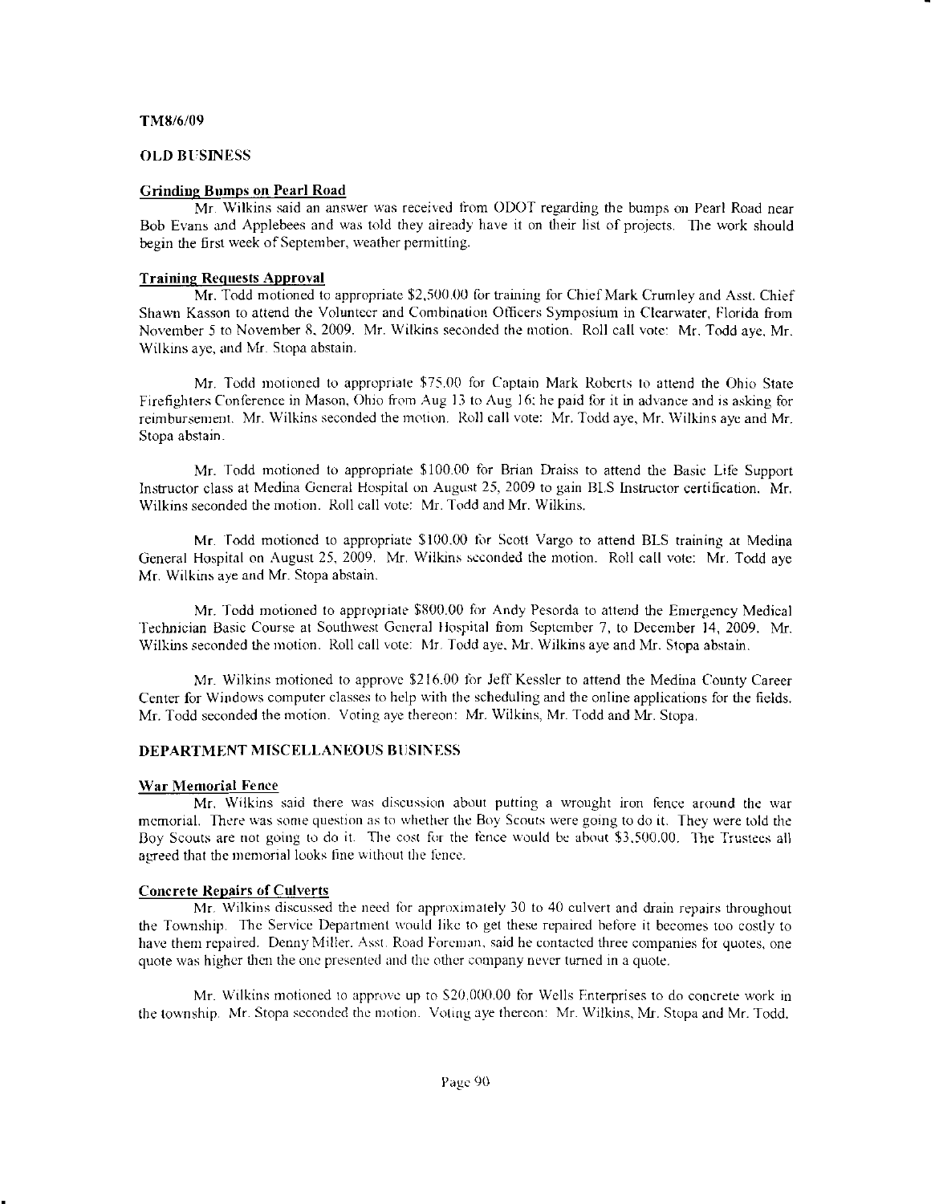TM8/6/09

## OLD BUSINESS

### Grinding Bumps on Pearl Road

Mr. Wilkins said an answer was received from ODOT regarding the bumps on Pearl Road near Bob Evans and Applebees and was told they already have it on their list of projects. The work should begin the first week of September, weather permitting.

### Training Requests Approval

Mr. Todd motioned to appropriate $2,500.00 for training for Chief Mark Crumley and Asst. Chief Shawn Kasson to attend the Volunteer and Combination Officers Symposium in Clearwater, Florida from November 5 to November 8, 2009. Mr. Wilkins seconded the motion. Roll call vote: Mr. Todd aye, Mr. Wilkins aye, and Mr. Stopa abstain.

Mr. Todd motioned to appropriate $75.00 for Captain Mark Roberts to attend the Ohio State Firefighters Conference in Mason, Ohio from Aug 13 to Aug 16; he paid for it in advance and is asking for reimbursement. Mr. Wilkins seconded the motion. Roll call vote: Mr. Todd aye, Mr. Wilkins aye and Mr. Stopa abstain.

Mr. Todd motioned to appropriate $100.00 for Brian Draiss to attend the Basic Life Support Instructor class at Medina General Hospital on August 25, 2009 to gain BLS Instructor certification. Mr. Wilkins seconded the motion. Roll call vote: Mr. Todd and Mr. Wilkins.

Mr. Todd motioned to appropriate $100.00 for Scott Vargo to attend BLS training at Medina General Hospital on August 25, 2009. Mr. Wilkins seconded the motion. Roll call vote: Mr. Todd aye Mr. Wilkins aye and Mr. Stopa abstain.

Mr. Todd motioned to appropriate $800.00 for Andy Pesorda to attend the Emergency Medical Technician Basic Course at Southwest General Hospital from September 7, to December 14, 2009. Mr. Wilkins seconded the motion. Roll call vote: Mr. Todd aye, Mr. Wilkins aye and Mr. Stopa abstain.

Mr. Wilkins motioned to approve $216.00 for Jeff Kessler to attend the Medina County Career Center for Windows computer classes to help with the scheduling and the online applications for the fields. Mr. Todd seconded the motion. Voting aye thereon: Mr. Wilkins, Mr. Todd and Mr. Stopa.

## DEPARTMENT MISCELLANEOUS BUSINESS

### War Memorial Fence

Mr. Wilkins said there was discussion about putting a wrought iron fence around the war memorial. There was some question as to whether the Boy Scouts were going to do it. They were told the Boy Scouts are not going to do it. The cost for the fence would be about $3,500.00. The Trustees all agreed that the memorial looks fine without the fence.

### Concrete Repairs of Culverts

Mr. Wilkins discussed the need for approximately 30 to 40 culvert and drain repairs throughout the Township. The Service Department would like to get these repaired before it becomes too costly to have them repaired. Denny Miller, Asst. Road Foreman, said he contacted three companies for quotes, one quote was higher then the one presented and the other company never turned in a quote.

Mr. Wilkins motioned to approve up to $20,000.00 for Wells Enterprises to do concrete work in the township. Mr. Stopa seconded the motion. Voting aye thereon: Mr. Wilkins, Mr. Stopa and Mr. Todd.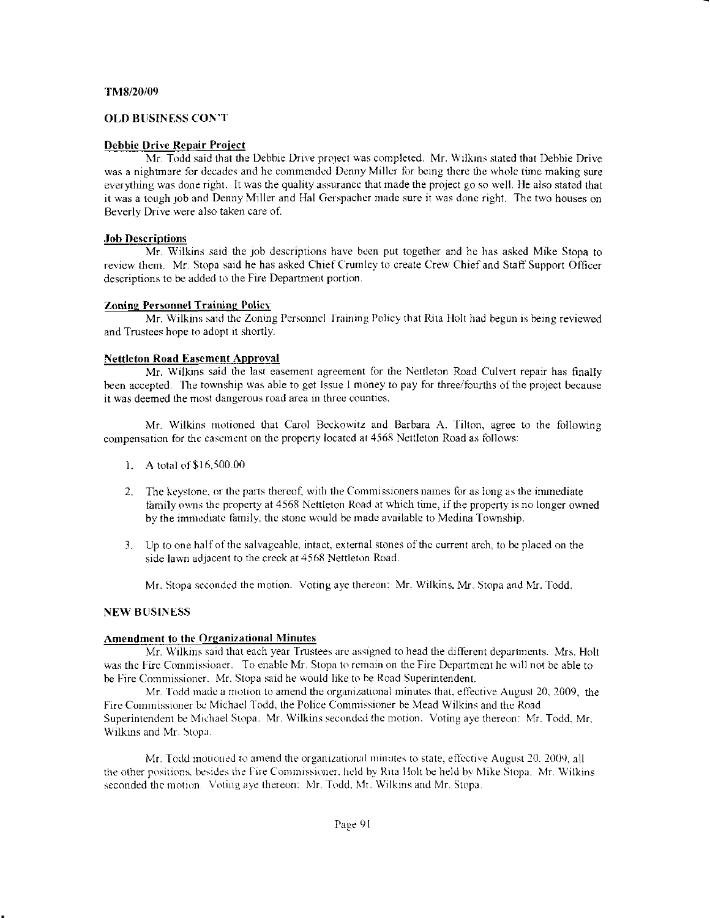TM8/20/09

## OLD BUSINESS CON'T

### Debbie Drive Repair Project

Mr. Todd said that the Debbie Drive project was completed. Mr. Wilkins stated that Debbie Drive was a nightmare for decades and he commended Denny Miller for being there the whole time making sure everything was done right. It was the quality assurance that made the project go so well. He also stated that it was a tough job and Denny Miller and Hal Gerspacher made sure it was done right. The two houses on Beverly Drive were also taken care of.

### Job Descriptions

Mr. Wilkins said the job descriptions have been put together and he has asked Mike Stopa to review them. Mr. Stopa said he has asked Chief Crumley to create Crew Chief and Staff Support Officer descriptions to be added to the Fire Department portion.

### Zoning Personnel Training Policy

Mr. Wilkins said the Zoning Personnel Training Policy that Rita Holt had begun is being reviewed and Trustees hope to adopt it shortly.

### Nettleton Road Easement Approval

Mr. Wilkins said the last easement agreement for the Nettleton Road Culvert repair has finally been accepted. The township was able to get Issue I money to pay for three/fourths of the project because it was deemed the most dangerous road area in three counties.

Mr. Wilkins motioned that Carol Beckowitz and Barbara A. Tilton, agree to the following compensation for the easement on the property located at 4568 Nettleton Road as follows:

1. A total of $16,500.00

2. The keystone, or the parts thereof, with the Commissioners names for as long as the immediate family owns the property at 4568 Nettleton Road at which time, if the property is no longer owned by the immediate family, the stone would be made available to Medina Township.

3. Up to one half of the salvageable, intact, external stones of the current arch, to be placed on the side lawn adjacent to the creek at 4568 Nettleton Road.

Mr. Stopa seconded the motion. Voting aye thereon: Mr. Wilkins, Mr. Stopa and Mr. Todd.

## NEW BUSINESS

### Amendment to the Organizational Minutes

Mr. Wilkins said that each year Trustees are assigned to head the different departments. Mrs. Holt was the Fire Commissioner. To enable Mr. Stopa to remain on the Fire Department he will not be able to be Fire Commissioner. Mr. Stopa said he would like to be Road Superintendent.

Mr. Todd made a motion to amend the organizational minutes that, effective August 20, 2009, the Fire Commissioner be Michael Todd, the Police Commissioner be Mead Wilkins and the Road Superintendent be Michael Stopa. Mr. Wilkins seconded the motion. Voting aye thereon: Mr. Todd, Mr. Wilkins and Mr. Stopa.

Mr. Todd motioned to amend the organizational minutes to state, effective August 20, 2009, all the other positions, besides the Fire Commissioner, held by Rita Holt be held by Mike Stopa. Mr. Wilkins seconded the motion. Voting aye thereon: Mr. Todd, Mr. Wilkins and Mr. Stopa.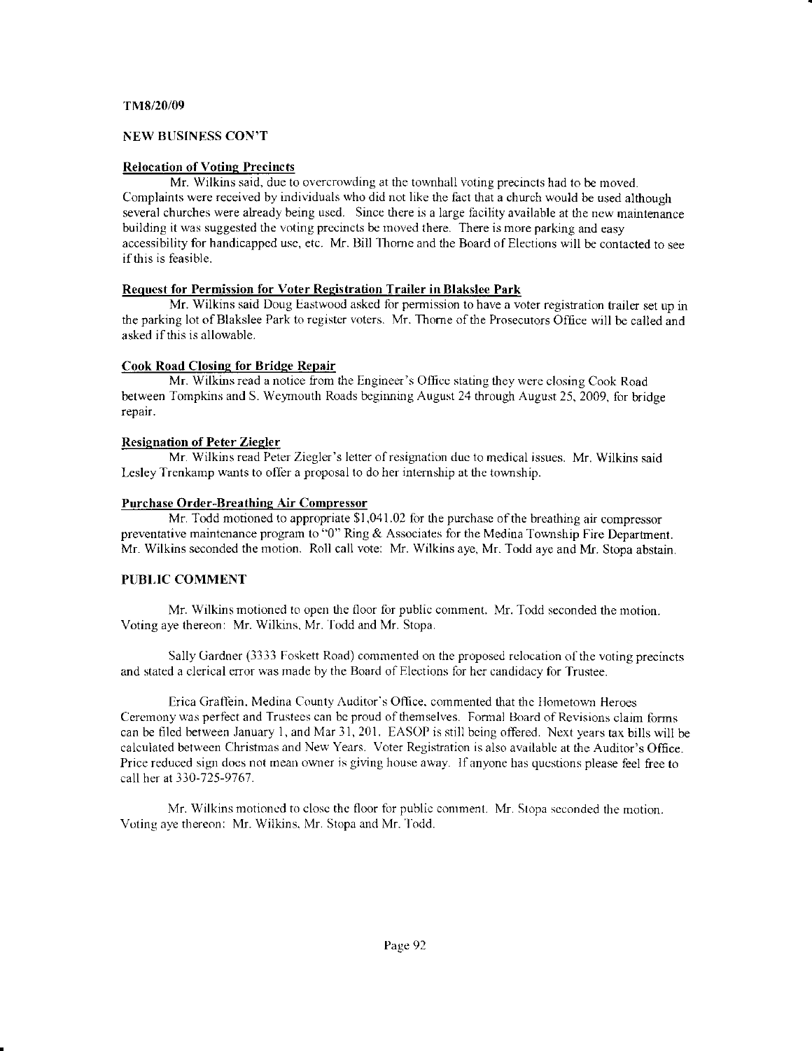TM8/20/09

## NEW BUSINESS CON'T

### Relocation of Voting Precincts

Mr. Wilkins said, due to overcrowding at the townhall voting precincts had to be moved. Complaints were received by individuals who did not like the fact that a church would be used although several churches were already being used. Since there is a large facility available at the new maintenance building it was suggested the voting precincts be moved there. There is more parking and easy accessibility for handicapped use, etc. Mr. Bill Thorne and the Board of Elections will be contacted to see if this is feasible.

### Request for Permission for Voter Registration Trailer in Blakslee Park

Mr. Wilkins said Doug Eastwood asked for permission to have a voter registration trailer set up in the parking lot of Blakslee Park to register voters. Mr. Thorne of the Prosecutors Office will be called and asked if this is allowable.

### Cook Road Closing for Bridge Repair

Mr. Wilkins read a notice from the Engineer's Office stating they were closing Cook Road between Tompkins and S. Weymouth Roads beginning August 24 through August 25, 2009, for bridge repair.

### Resignation of Peter Ziegler

Mr. Wilkins read Peter Ziegler's letter of resignation due to medical issues. Mr. Wilkins said Lesley Trenkamp wants to offer a proposal to do her internship at the township.

### Purchase Order-Breathing Air Compressor

Mr. Todd motioned to appropriate $1,041.02 for the purchase of the breathing air compressor preventative maintenance program to "0" Ring & Associates for the Medina Township Fire Department. Mr. Wilkins seconded the motion. Roll call vote: Mr. Wilkins aye, Mr. Todd aye and Mr. Stopa abstain.

## PUBLIC COMMENT

Mr. Wilkins motioned to open the floor for public comment. Mr. Todd seconded the motion. Voting aye thereon: Mr. Wilkins, Mr. Todd and Mr. Stopa.

Sally Gardner (3333 Foskett Road) commented on the proposed relocation of the voting precincts and stated a clerical error was made by the Board of Elections for her candidacy for Trustee.

Erica Graffein, Medina County Auditor's Office, commented that the Hometown Heroes Ceremony was perfect and Trustees can be proud of themselves. Formal Board of Revisions claim forms can be filed between January 1, and Mar 31, 201. EASOP is still being offered. Next years tax bills will be calculated between Christmas and New Years. Voter Registration is also available at the Auditor's Office. Price reduced sign does not mean owner is giving house away. If anyone has questions please feel free to call her at 330-725-9767.

Mr. Wilkins motioned to close the floor for public comment. Mr. Stopa seconded the motion. Voting aye thereon: Mr. Wilkins, Mr. Stopa and Mr. Todd.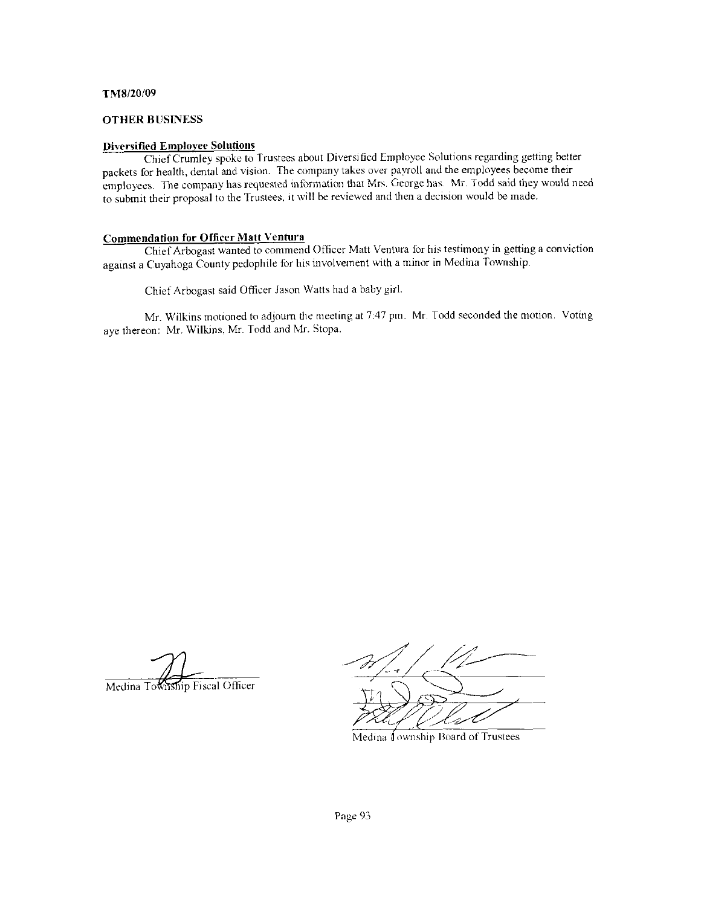TM8/20/09

**OTHER BUSINESS**

**Diversified Employee Solutions**

Chief Crumley spoke to Trustees about Diversified Employee Solutions regarding getting better packets for health, dental and vision. The company takes over payroll and the employees become their employees. The company has requested information that Mrs. George has. Mr. Todd said they would need to submit their proposal to the Trustees, it will be reviewed and then a decision would be made.

**Commendation for Officer Matt Ventura**

Chief Arbogast wanted to commend Officer Matt Ventura for his testimony in getting a conviction against a Cuyahoga County pedophile for his involvement with a minor in Medina Township.

Chief Arbogast said Officer Jason Watts had a baby girl.

Mr. Wilkins motioned to adjourn the meeting at 7:47 pm. Mr. Todd seconded the motion. Voting aye thereon: Mr. Wilkins, Mr. Todd and Mr. Stopa.

Medina Township Fiscal Officer

Medina Township Board of Trustees